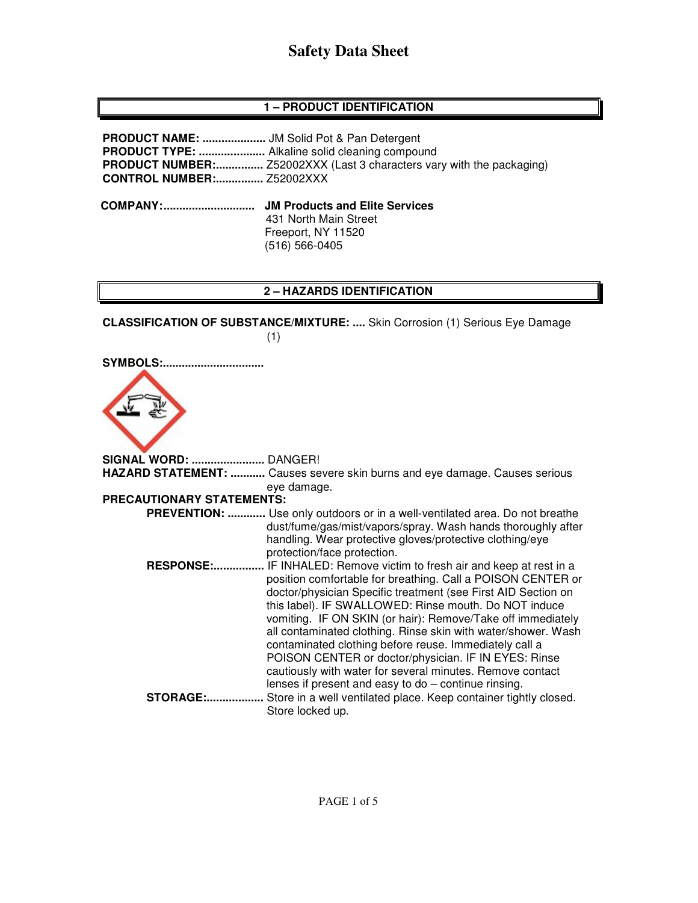# Safety Data Sheet

## 1 – PRODUCT IDENTIFICATION

**PRODUCT NAME:** .................... JM Solid Pot & Pan Detergent
**PRODUCT TYPE:** ..................... Alkaline solid cleaning compound
**PRODUCT NUMBER:**............... Z52002XXX (Last 3 characters vary with the packaging)
**CONTROL NUMBER:**............... Z52002XXX

**COMPANY:**............................ **JM Products and Elite Services**
431 North Main Street
Freeport, NY 11520
(516) 566-0405

## 2 – HAZARDS IDENTIFICATION

**CLASSIFICATION OF SUBSTANCE/MIXTURE:** .... Skin Corrosion (1) Serious Eye Damage (1)

**SYMBOLS:**...............................

**SIGNAL WORD:** ....................... DANGER!
**HAZARD STATEMENT:** ........... Causes severe skin burns and eye damage. Causes serious eye damage.

**PRECAUTIONARY STATEMENTS:**

**PREVENTION:** ............ Use only outdoors or in a well-ventilated area. Do not breathe dust/fume/gas/mist/vapors/spray. Wash hands thoroughly after handling. Wear protective gloves/protective clothing/eye protection/face protection.

**RESPONSE:**................ IF INHALED: Remove victim to fresh air and keep at rest in a position comfortable for breathing. Call a POISON CENTER or doctor/physician Specific treatment (see First AID Section on this label). IF SWALLOWED: Rinse mouth. Do NOT induce vomiting. IF ON SKIN (or hair): Remove/Take off immediately all contaminated clothing. Rinse skin with water/shower. Wash contaminated clothing before reuse. Immediately call a POISON CENTER or doctor/physician. IF IN EYES: Rinse cautiously with water for several minutes. Remove contact lenses if present and easy to do – continue rinsing.

**STORAGE:**.................. Store in a well ventilated place. Keep container tightly closed. Store locked up.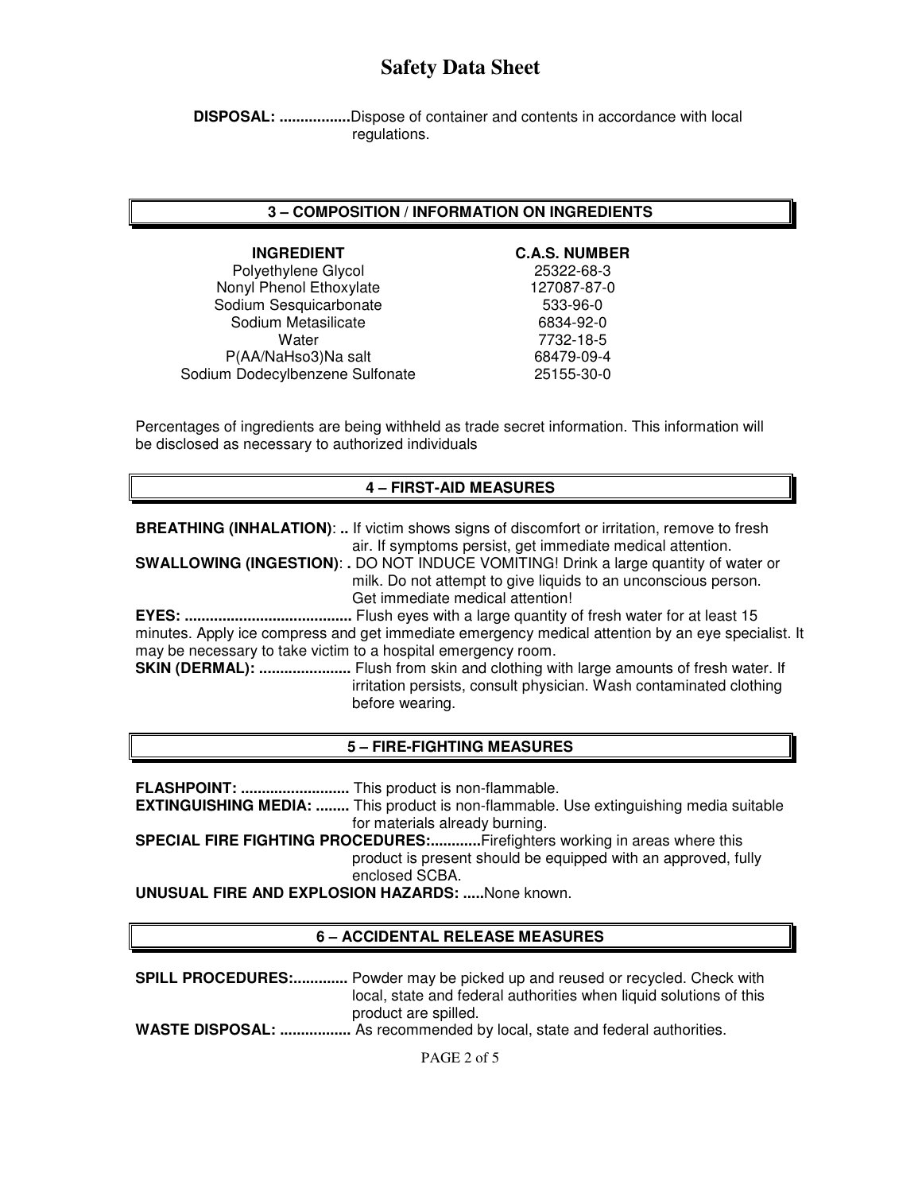# Safety Data Sheet

**DISPOSAL: .................**Dispose of container and contents in accordance with local regulations.

## 3 – COMPOSITION / INFORMATION ON INGREDIENTS

| INGREDIENT | C.A.S. NUMBER |
| --- | --- |
| Polyethylene Glycol | 25322-68-3 |
| Nonyl Phenol Ethoxylate | 127087-87-0 |
| Sodium Sesquicarbonate | 533-96-0 |
| Sodium Metasilicate | 6834-92-0 |
| Water | 7732-18-5 |
| P(AA/NaHso3)Na salt | 68479-09-4 |
| Sodium Dodecylbenzene Sulfonate | 25155-30-0 |

Percentages of ingredients are being withheld as trade secret information. This information will be disclosed as necessary to authorized individuals

## 4 – FIRST-AID MEASURES

**BREATHING (INHALATION)**: **..** If victim shows signs of discomfort or irritation, remove to fresh air. If symptoms persist, get immediate medical attention.

**SWALLOWING (INGESTION)**: **.** DO NOT INDUCE VOMITING! Drink a large quantity of water or milk. Do not attempt to give liquids to an unconscious person. Get immediate medical attention!

**EYES: ........................................** Flush eyes with a large quantity of fresh water for at least 15 minutes. Apply ice compress and get immediate emergency medical attention by an eye specialist. It may be necessary to take victim to a hospital emergency room.

**SKIN (DERMAL): ......................** Flush from skin and clothing with large amounts of fresh water. If irritation persists, consult physician. Wash contaminated clothing before wearing.

## 5 – FIRE-FIGHTING MEASURES

**FLASHPOINT: ..........................** This product is non-flammable.

**EXTINGUISHING MEDIA: ........** This product is non-flammable. Use extinguishing media suitable for materials already burning.

**SPECIAL FIRE FIGHTING PROCEDURES:............**Firefighters working in areas where this product is present should be equipped with an approved, fully enclosed SCBA.

**UNUSUAL FIRE AND EXPLOSION HAZARDS: .....**None known.

## 6 – ACCIDENTAL RELEASE MEASURES

**SPILL PROCEDURES:.............** Powder may be picked up and reused or recycled. Check with local, state and federal authorities when liquid solutions of this product are spilled.

**WASTE DISPOSAL: .................** As recommended by local, state and federal authorities.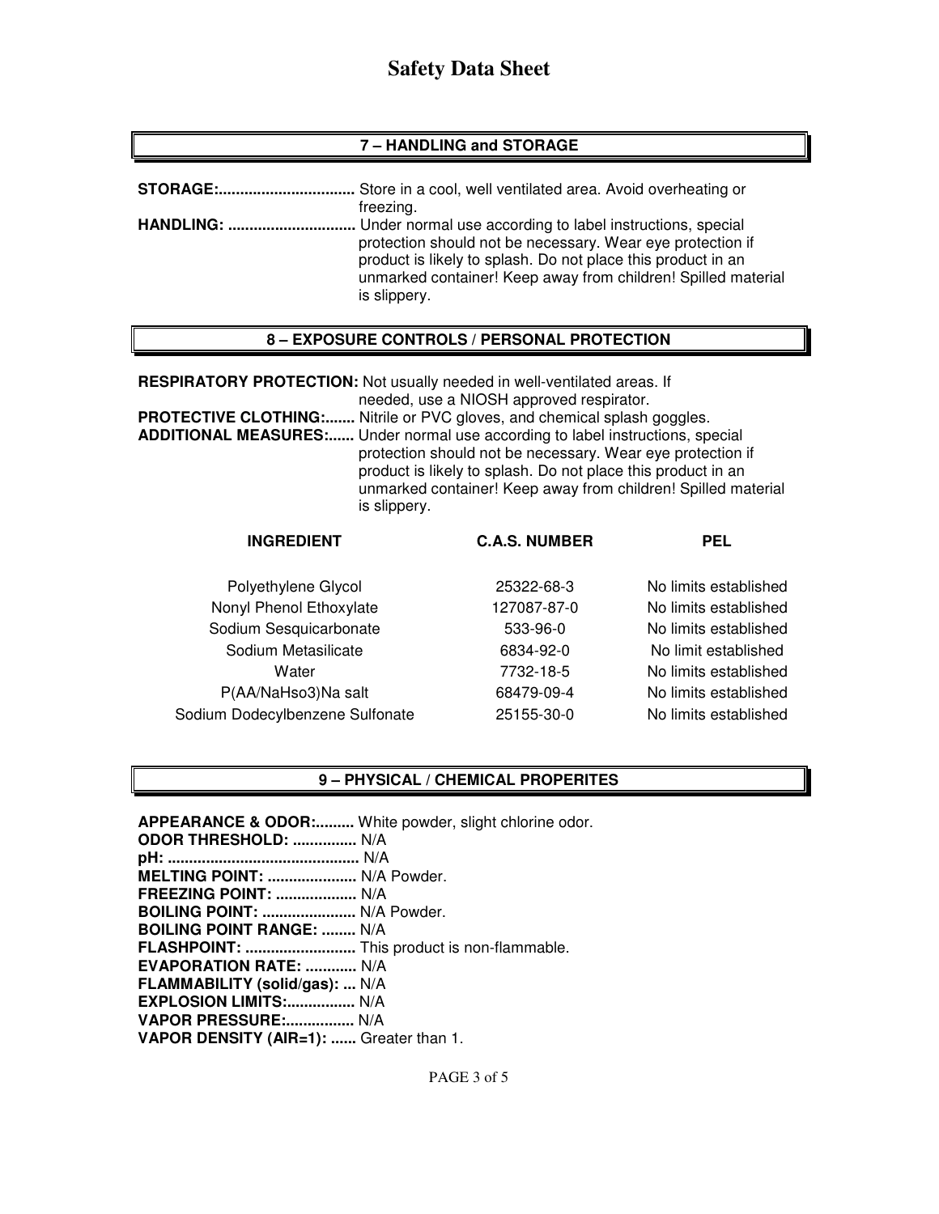# Safety Data Sheet

## 7 – HANDLING and STORAGE

**STORAGE:................................** Store in a cool, well ventilated area. Avoid overheating or freezing.

**HANDLING: .............................** Under normal use according to label instructions, special protection should not be necessary. Wear eye protection if product is likely to splash. Do not place this product in an unmarked container! Keep away from children! Spilled material is slippery.

## 8 – EXPOSURE CONTROLS / PERSONAL PROTECTION

**RESPIRATORY PROTECTION:** Not usually needed in well-ventilated areas. If needed, use a NIOSH approved respirator.

**PROTECTIVE CLOTHING:.......** Nitrile or PVC gloves, and chemical splash goggles.

**ADDITIONAL MEASURES:......** Under normal use according to label instructions, special protection should not be necessary. Wear eye protection if product is likely to splash. Do not place this product in an unmarked container! Keep away from children! Spilled material is slippery.

| INGREDIENT | C.A.S. NUMBER | PEL |
|---|---|---|
| Polyethylene Glycol | 25322-68-3 | No limits established |
| Nonyl Phenol Ethoxylate | 127087-87-0 | No limits established |
| Sodium Sesquicarbonate | 533-96-0 | No limits established |
| Sodium Metasilicate | 6834-92-0 | No limit established |
| Water | 7732-18-5 | No limits established |
| P(AA/NaHso3)Na salt | 68479-09-4 | No limits established |
| Sodium Dodecylbenzene Sulfonate | 25155-30-0 | No limits established |

## 9 – PHYSICAL / CHEMICAL PROPERITES

**APPEARANCE & ODOR:.........** White powder, slight chlorine odor.
**ODOR THRESHOLD: ...............** N/A
**pH: ............................................** N/A
**MELTING POINT: .....................** N/A Powder.
**FREEZING POINT: ...................** N/A
**BOILING POINT: ......................** N/A Powder.
**BOILING POINT RANGE: ........** N/A
**FLASHPOINT: ..........................** This product is non-flammable.
**EVAPORATION RATE: ............** N/A
**FLAMMABILITY (solid/gas): ...** N/A
**EXPLOSION LIMITS:................** N/A
**VAPOR PRESSURE:................** N/A
**VAPOR DENSITY (AIR=1): ......** Greater than 1.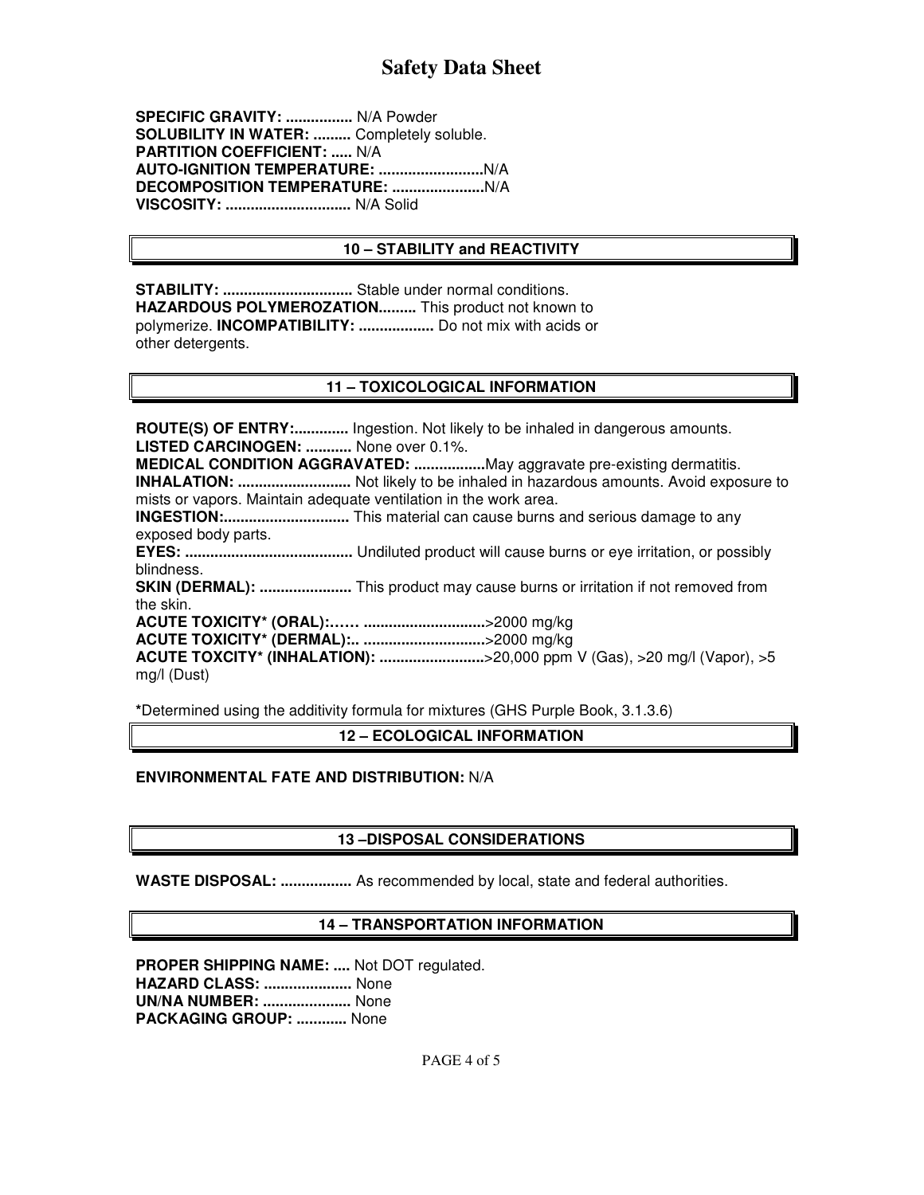# Safety Data Sheet

**SPECIFIC GRAVITY: ................** N/A Powder
**SOLUBILITY IN WATER: .........** Completely soluble.
**PARTITION COEFFICIENT: .....** N/A
**AUTO-IGNITION TEMPERATURE: .........................**N/A
**DECOMPOSITION TEMPERATURE: ......................**N/A
**VISCOSITY: ..............................** N/A Solid

## 10 – STABILITY and REACTIVITY

**STABILITY: ...............................** Stable under normal conditions.
**HAZARDOUS POLYMEROZATION.........** This product not known to polymerize. **INCOMPATIBILITY: ..................** Do not mix with acids or other detergents.

## 11 – TOXICOLOGICAL INFORMATION

**ROUTE(S) OF ENTRY:.............** Ingestion. Not likely to be inhaled in dangerous amounts.
**LISTED CARCINOGEN: ...........** None over 0.1%.
**MEDICAL CONDITION AGGRAVATED: .................**May aggravate pre-existing dermatitis.
**INHALATION: ...........................** Not likely to be inhaled in hazardous amounts. Avoid exposure to mists or vapors. Maintain adequate ventilation in the work area.
**INGESTION:..............................** This material can cause burns and serious damage to any exposed body parts.
**EYES: ........................................** Undiluted product will cause burns or eye irritation, or possibly blindness.
**SKIN (DERMAL): ......................** This product may cause burns or irritation if not removed from the skin.
**ACUTE TOXICITY* (ORAL):…… ............................**>2000 mg/kg
**ACUTE TOXICITY* (DERMAL):.. ............................**>2000 mg/kg
**ACUTE TOXCITY* (INHALATION): ........................**>20,000 ppm V (Gas), >20 mg/l (Vapor), >5 mg/l (Dust)

***Determined using the additivity formula for mixtures (GHS Purple Book, 3.1.3.6)

## 12 – ECOLOGICAL INFORMATION

**ENVIRONMENTAL FATE AND DISTRIBUTION:** N/A

## 13 –DISPOSAL CONSIDERATIONS

**WASTE DISPOSAL: .................** As recommended by local, state and federal authorities.

## 14 – TRANSPORTATION INFORMATION

**PROPER SHIPPING NAME: ....** Not DOT regulated.
**HAZARD CLASS: .....................** None
**UN/NA NUMBER: .....................** None
**PACKAGING GROUP: ............** None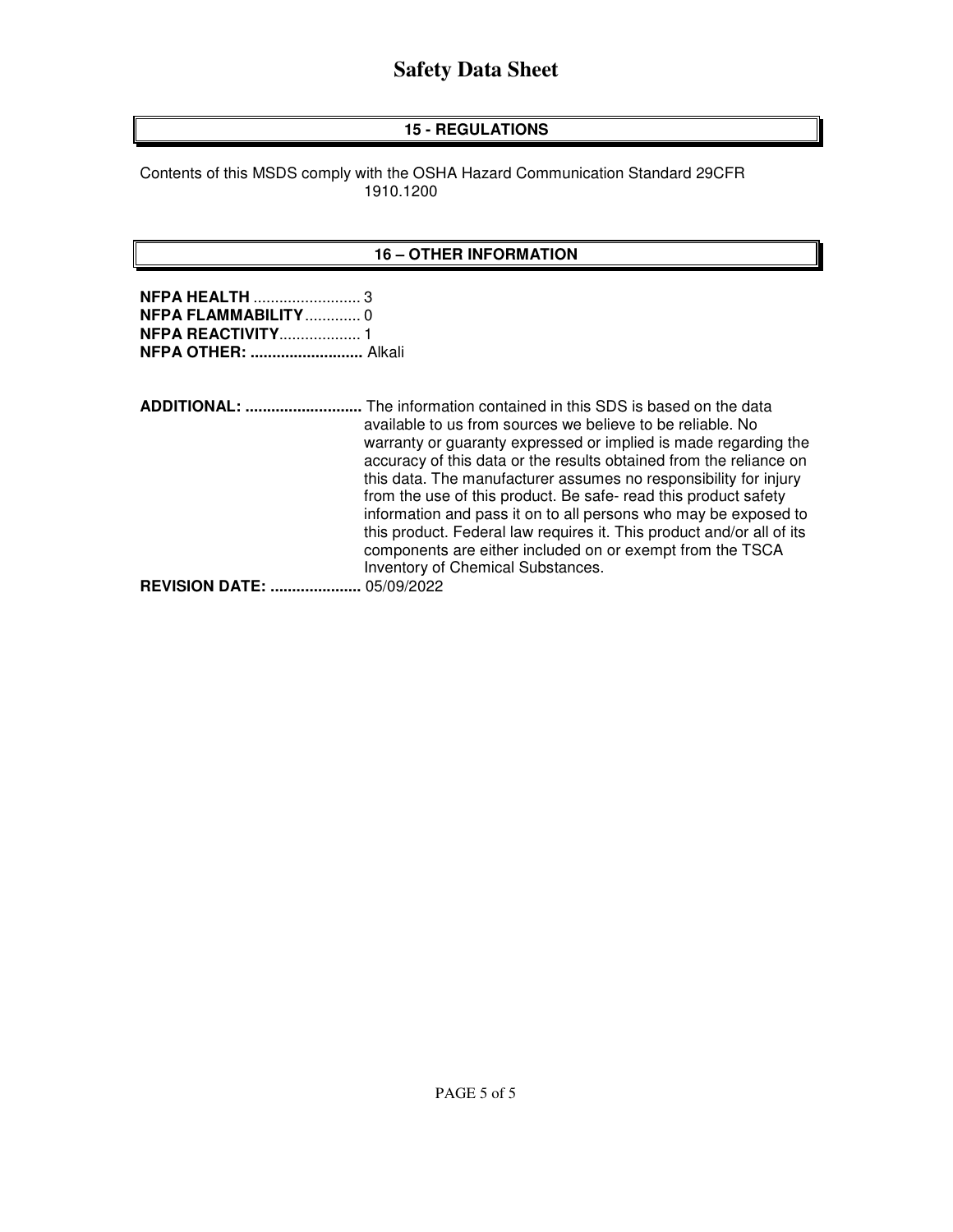## 15 - REGULATIONS

Contents of this MSDS comply with the OSHA Hazard Communication Standard 29CFR 1910.1200

## 16 – OTHER INFORMATION

**NFPA HEALTH** ......................... 3
**NFPA FLAMMABILITY**............. 0
**NFPA REACTIVITY**................... 1
**NFPA OTHER: ..........................** Alkali

**ADDITIONAL: ...........................** The information contained in this SDS is based on the data available to us from sources we believe to be reliable. No warranty or guaranty expressed or implied is made regarding the accuracy of this data or the results obtained from the reliance on this data. The manufacturer assumes no responsibility for injury from the use of this product. Be safe- read this product safety information and pass it on to all persons who may be exposed to this product. Federal law requires it. This product and/or all of its components are either included on or exempt from the TSCA Inventory of Chemical Substances.

**REVISION DATE: .....................** 05/09/2022